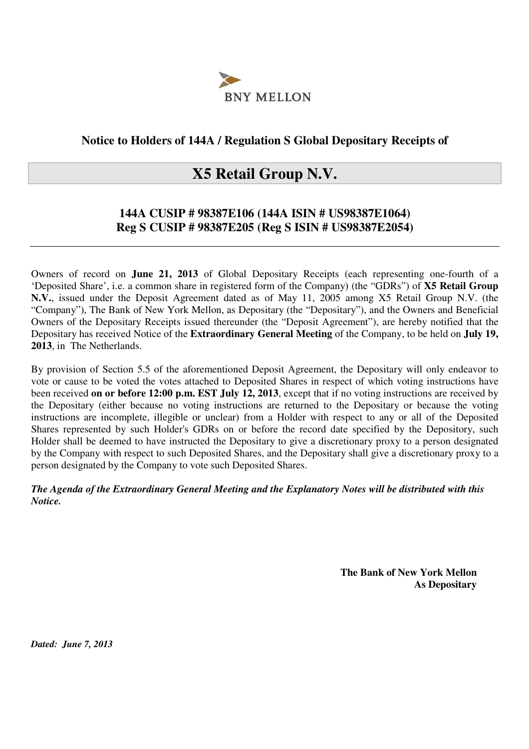BNY MELLON

**Notice to Holders of 144A / Regulation S Global Depositary Receipts of**

# X5 Retail Group N.V.

### 144A CUSIP # 98387E106 (144A ISIN # US98387E1064)
### Reg S CUSIP # 98387E205 (Reg S ISIN # US98387E2054)

---

Owners of record on **June 21, 2013** of Global Depositary Receipts (each representing one-fourth of a 'Deposited Share', i.e. a common share in registered form of the Company) (the "GDRs") of **X5 Retail Group N.V.**, issued under the Deposit Agreement dated as of May 11, 2005 among X5 Retail Group N.V. (the "Company"), The Bank of New York Mellon, as Depositary (the "Depositary"), and the Owners and Beneficial Owners of the Depositary Receipts issued thereunder (the "Deposit Agreement"), are hereby notified that the Depositary has received Notice of the **Extraordinary General Meeting** of the Company, to be held on **July 19, 2013**, in The Netherlands.

By provision of Section 5.5 of the aforementioned Deposit Agreement, the Depositary will only endeavor to vote or cause to be voted the votes attached to Deposited Shares in respect of which voting instructions have been received **on or before 12:00 p.m. EST July 12, 2013**, except that if no voting instructions are received by the Depositary (either because no voting instructions are returned to the Depositary or because the voting instructions are incomplete, illegible or unclear) from a Holder with respect to any or all of the Deposited Shares represented by such Holder's GDRs on or before the record date specified by the Depository, such Holder shall be deemed to have instructed the Depositary to give a discretionary proxy to a person designated by the Company with respect to such Deposited Shares, and the Depositary shall give a discretionary proxy to a person designated by the Company to vote such Deposited Shares.

***The Agenda of the Extraordinary General Meeting and the Explanatory Notes will be distributed with this Notice.***

**The Bank of New York Mellon**
**As Depositary**

***Dated: June 7, 2013***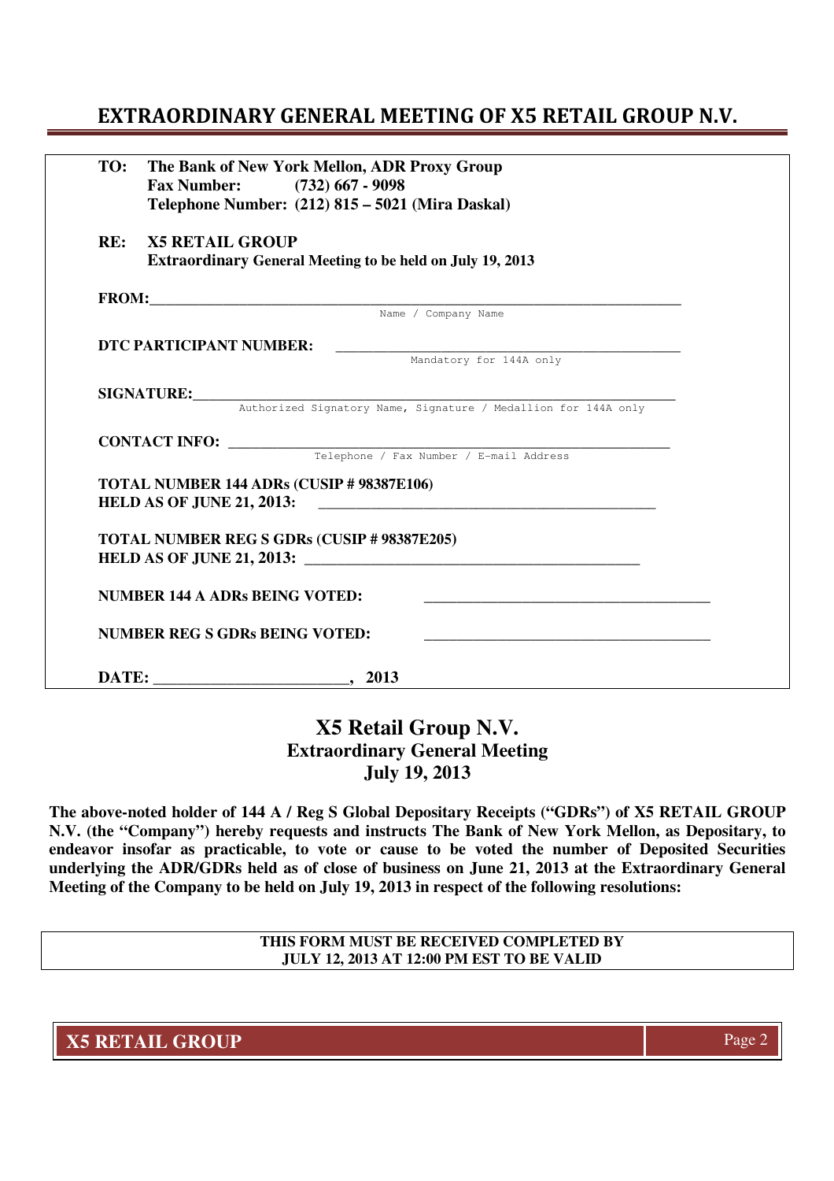# EXTRAORDINARY GENERAL MEETING OF X5 RETAIL GROUP N.V.

**TO:** **The Bank of New York Mellon, ADR Proxy Group**
**Fax Number: (732) 667 - 9098**
**Telephone Number: (212) 815 – 5021 (Mira Daskal)**

**RE:** **X5 RETAIL GROUP**
**Extraordinary General Meeting to be held on July 19, 2013**

**FROM:**\_\_\_\_\_\_\_\_\_\_\_\_\_\_\_\_\_\_\_\_\_\_\_\_\_\_\_\_\_\_\_\_\_\_\_\_\_\_\_\_\_\_\_\_\_\_\_\_
Name / Company Name

**DTC PARTICIPANT NUMBER:** \_\_\_\_\_\_\_\_\_\_\_\_\_\_\_\_\_\_\_\_\_\_\_\_\_\_\_\_\_\_\_\_\_\_
Mandatory for 144A only

**SIGNATURE:**\_\_\_\_\_\_\_\_\_\_\_\_\_\_\_\_\_\_\_\_\_\_\_\_\_\_\_\_\_\_\_\_\_\_\_\_\_\_\_\_\_\_\_\_\_\_\_\_
Authorized Signatory Name, Signature / Medallion for 144A only

**CONTACT INFO:** \_\_\_\_\_\_\_\_\_\_\_\_\_\_\_\_\_\_\_\_\_\_\_\_\_\_\_\_\_\_\_\_\_\_\_\_\_\_\_\_\_\_
Telephone / Fax Number / E-mail Address

**TOTAL NUMBER 144 ADRs (CUSIP # 98387E106)**
**HELD AS OF JUNE 21, 2013:** \_\_\_\_\_\_\_\_\_\_\_\_\_\_\_\_\_\_\_\_\_\_\_\_\_\_\_\_\_\_\_\_\_\_

**TOTAL NUMBER REG S GDRs (CUSIP # 98387E205)**
**HELD AS OF JUNE 21, 2013:** \_\_\_\_\_\_\_\_\_\_\_\_\_\_\_\_\_\_\_\_\_\_\_\_\_\_\_\_\_\_\_\_\_\_

**NUMBER 144 A ADRs BEING VOTED:** \_\_\_\_\_\_\_\_\_\_\_\_\_\_\_\_\_\_\_\_\_\_\_\_\_\_\_\_\_\_

**NUMBER REG S GDRs BEING VOTED:** \_\_\_\_\_\_\_\_\_\_\_\_\_\_\_\_\_\_\_\_\_\_\_\_\_\_\_\_\_\_

**DATE:** \_\_\_\_\_\_\_\_\_\_\_\_\_\_\_\_\_\_\_\_, **2013**

## X5 Retail Group N.V.
## Extraordinary General Meeting
## July 19, 2013

**The above-noted holder of 144 A / Reg S Global Depositary Receipts ("GDRs") of X5 RETAIL GROUP N.V. (the "Company") hereby requests and instructs The Bank of New York Mellon, as Depositary, to endeavor insofar as practicable, to vote or cause to be voted the number of Deposited Securities underlying the ADR/GDRs held as of close of business on June 21, 2013 at the Extraordinary General Meeting of the Company to be held on July 19, 2013 in respect of the following resolutions:**

**THIS FORM MUST BE RECEIVED COMPLETED BY**
**JULY 12, 2013 AT 12:00 PM EST TO BE VALID**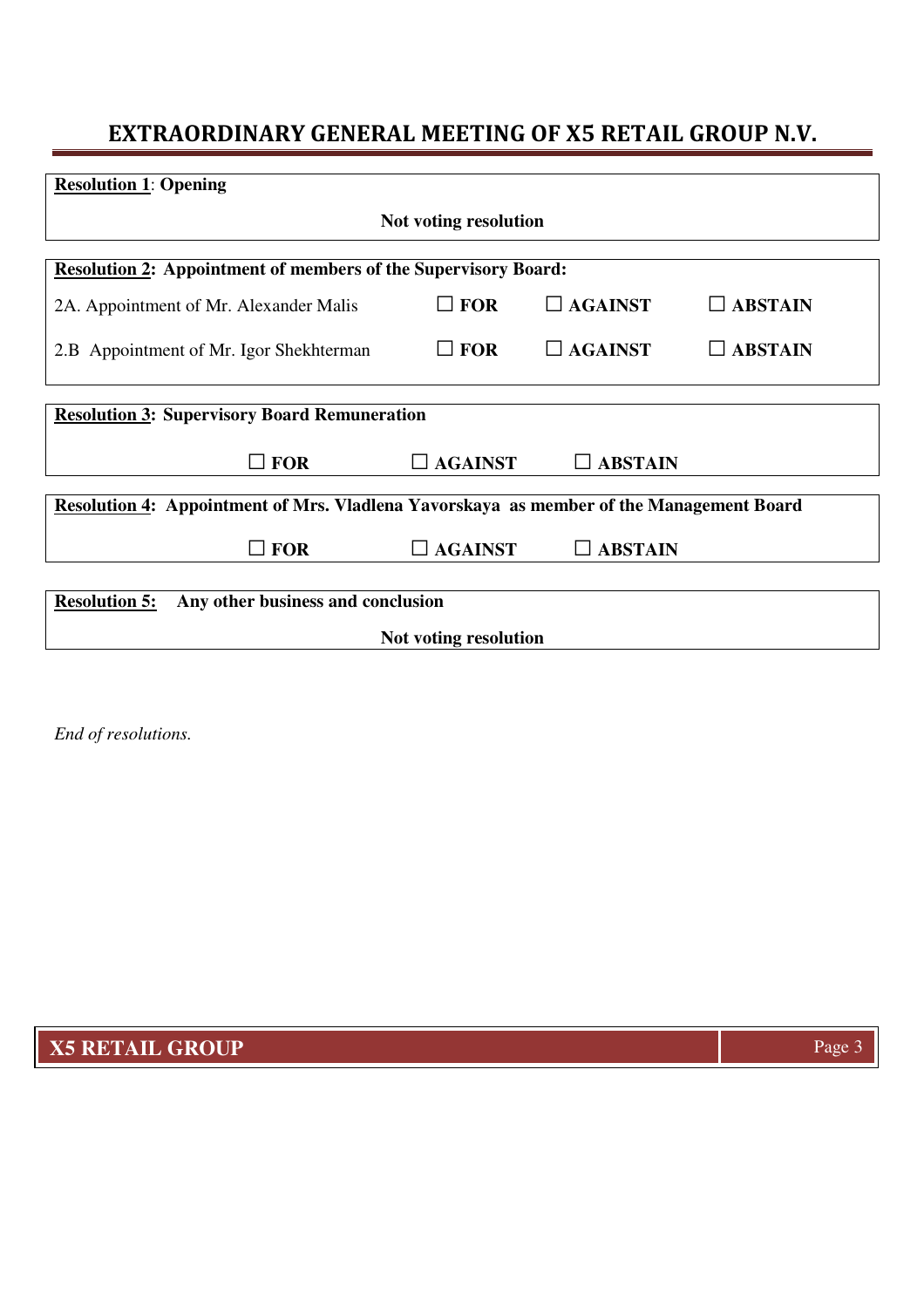# EXTRAORDINARY GENERAL MEETING OF X5 RETAIL GROUP N.V.

**Resolution 1: Opening**

**Not voting resolution**

**Resolution 2: Appointment of members of the Supervisory Board:**

| | | | |
|---|---|---|---|
| 2A. Appointment of Mr. Alexander Malis | ☐ **FOR** | ☐ **AGAINST** | ☐ **ABSTAIN** |
| 2.B Appointment of Mr. Igor Shekhterman | ☐ **FOR** | ☐ **AGAINST** | ☐ **ABSTAIN** |

**Resolution 3: Supervisory Board Remuneration**

☐ **FOR** ☐ **AGAINST** ☐ **ABSTAIN**

**Resolution 4: Appointment of Mrs. Vladlena Yavorskaya as member of the Management Board**

☐ **FOR** ☐ **AGAINST** ☐ **ABSTAIN**

**Resolution 5: Any other business and conclusion**

**Not voting resolution**

*End of resolutions.*